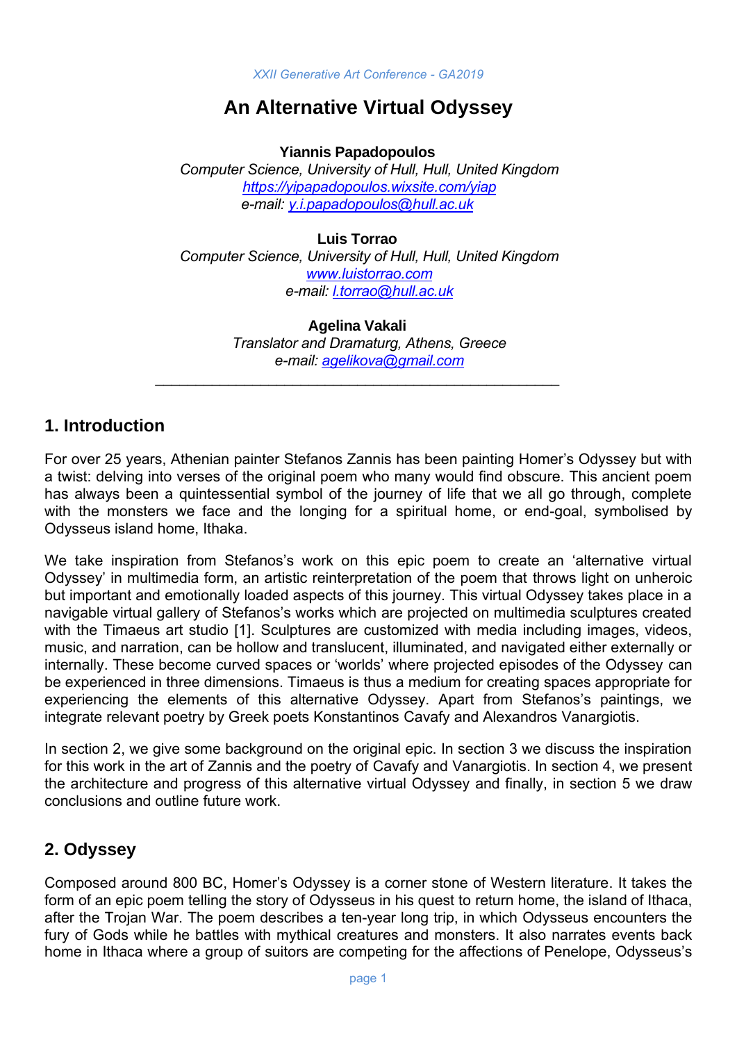# An Alternative Virtual Odyssey

**Yiannis Papadopoulos**

*Computer Science, University of Hull, Hull, United Kingdom*

*https://yipapadopoulos.wixsite.com/yiap*

*e-mail: y.i.papadopoulos@hull.ac.uk*

**Luis Torrao**

*Computer Science, University of Hull, Hull, United Kingdom*

*www.luistorrao.com*

*e-mail: l.torrao@hull.ac.uk*

**Agelina Vakali**

*Translator and Dramaturg, Athens, Greece*

*e-mail: agelikova@gmail.com*

---

## 1. Introduction

For over 25 years, Athenian painter Stefanos Zannis has been painting Homer's Odyssey but with a twist: delving into verses of the original poem who many would find obscure. This ancient poem has always been a quintessential symbol of the journey of life that we all go through, complete with the monsters we face and the longing for a spiritual home, or end-goal, symbolised by Odysseus island home, Ithaka.

We take inspiration from Stefanos's work on this epic poem to create an 'alternative virtual Odyssey' in multimedia form, an artistic reinterpretation of the poem that throws light on unheroic but important and emotionally loaded aspects of this journey. This virtual Odyssey takes place in a navigable virtual gallery of Stefanos's works which are projected on multimedia sculptures created with the Timaeus art studio [1]. Sculptures are customized with media including images, videos, music, and narration, can be hollow and translucent, illuminated, and navigated either externally or internally. These become curved spaces or 'worlds' where projected episodes of the Odyssey can be experienced in three dimensions. Timaeus is thus a medium for creating spaces appropriate for experiencing the elements of this alternative Odyssey. Apart from Stefanos's paintings, we integrate relevant poetry by Greek poets Konstantinos Cavafy and Alexandros Vanargiotis.

In section 2, we give some background on the original epic. In section 3 we discuss the inspiration for this work in the art of Zannis and the poetry of Cavafy and Vanargiotis. In section 4, we present the architecture and progress of this alternative virtual Odyssey and finally, in section 5 we draw conclusions and outline future work.

## 2. Odyssey

Composed around 800 BC, Homer's Odyssey is a corner stone of Western literature. It takes the form of an epic poem telling the story of Odysseus in his quest to return home, the island of Ithaca, after the Trojan War. The poem describes a ten-year long trip, in which Odysseus encounters the fury of Gods while he battles with mythical creatures and monsters. It also narrates events back home in Ithaca where a group of suitors are competing for the affections of Penelope, Odysseus's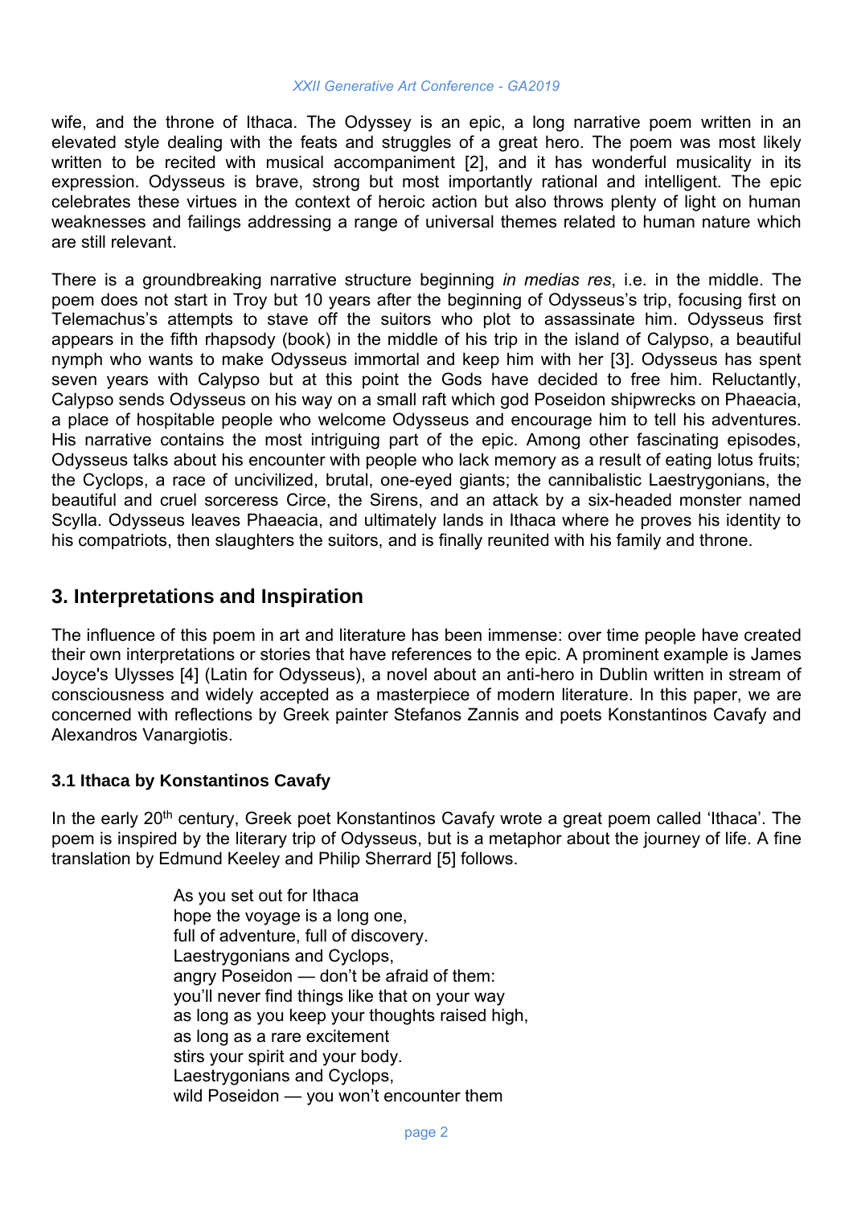wife, and the throne of Ithaca. The Odyssey is an epic, a long narrative poem written in an elevated style dealing with the feats and struggles of a great hero. The poem was most likely written to be recited with musical accompaniment [2], and it has wonderful musicality in its expression. Odysseus is brave, strong but most importantly rational and intelligent. The epic celebrates these virtues in the context of heroic action but also throws plenty of light on human weaknesses and failings addressing a range of universal themes related to human nature which are still relevant.

There is a groundbreaking narrative structure beginning *in medias res*, i.e. in the middle. The poem does not start in Troy but 10 years after the beginning of Odysseus's trip, focusing first on Telemachus's attempts to stave off the suitors who plot to assassinate him. Odysseus first appears in the fifth rhapsody (book) in the middle of his trip in the island of Calypso, a beautiful nymph who wants to make Odysseus immortal and keep him with her [3]. Odysseus has spent seven years with Calypso but at this point the Gods have decided to free him. Reluctantly, Calypso sends Odysseus on his way on a small raft which god Poseidon shipwrecks on Phaeacia, a place of hospitable people who welcome Odysseus and encourage him to tell his adventures. His narrative contains the most intriguing part of the epic. Among other fascinating episodes, Odysseus talks about his encounter with people who lack memory as a result of eating lotus fruits; the Cyclops, a race of uncivilized, brutal, one-eyed giants; the cannibalistic Laestrygonians, the beautiful and cruel sorceress Circe, the Sirens, and an attack by a six-headed monster named Scylla. Odysseus leaves Phaeacia, and ultimately lands in Ithaca where he proves his identity to his compatriots, then slaughters the suitors, and is finally reunited with his family and throne.

## 3. Interpretations and Inspiration

The influence of this poem in art and literature has been immense: over time people have created their own interpretations or stories that have references to the epic. A prominent example is James Joyce's Ulysses [4] (Latin for Odysseus), a novel about an anti-hero in Dublin written in stream of consciousness and widely accepted as a masterpiece of modern literature. In this paper, we are concerned with reflections by Greek painter Stefanos Zannis and poets Konstantinos Cavafy and Alexandros Vanargiotis.

### 3.1 Ithaca by Konstantinos Cavafy

In the early 20th century, Greek poet Konstantinos Cavafy wrote a great poem called 'Ithaca'. The poem is inspired by the literary trip of Odysseus, but is a metaphor about the journey of life. A fine translation by Edmund Keeley and Philip Sherrard [5] follows.

> As you set out for Ithaca  
> hope the voyage is a long one,  
> full of adventure, full of discovery.  
> Laestrygonians and Cyclops,  
> angry Poseidon — don't be afraid of them:  
> you'll never find things like that on your way  
> as long as you keep your thoughts raised high,  
> as long as a rare excitement  
> stirs your spirit and your body.  
> Laestrygonians and Cyclops,  
> wild Poseidon — you won't encounter them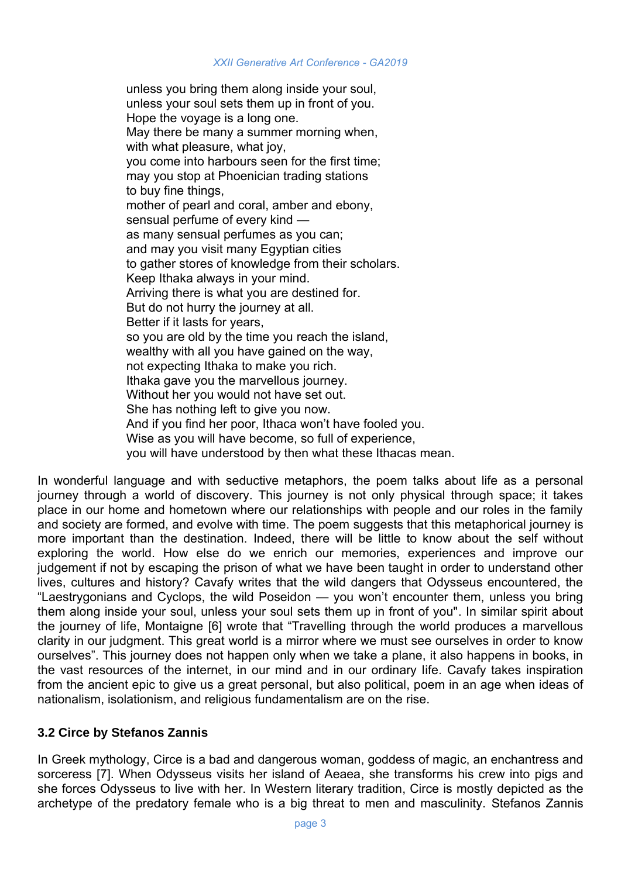unless you bring them along inside your soul,  
unless your soul sets them up in front of you.  
Hope the voyage is a long one.  
May there be many a summer morning when,  
with what pleasure, what joy,  
you come into harbours seen for the first time;  
may you stop at Phoenician trading stations  
to buy fine things,  
mother of pearl and coral, amber and ebony,  
sensual perfume of every kind —  
as many sensual perfumes as you can;  
and may you visit many Egyptian cities  
to gather stores of knowledge from their scholars.  
Keep Ithaka always in your mind.  
Arriving there is what you are destined for.  
But do not hurry the journey at all.  
Better if it lasts for years,  
so you are old by the time you reach the island,  
wealthy with all you have gained on the way,  
not expecting Ithaka to make you rich.  
Ithaka gave you the marvellous journey.  
Without her you would not have set out.  
She has nothing left to give you now.  
And if you find her poor, Ithaca won't have fooled you.  
Wise as you will have become, so full of experience,  
you will have understood by then what these Ithacas mean.

In wonderful language and with seductive metaphors, the poem talks about life as a personal journey through a world of discovery. This journey is not only physical through space; it takes place in our home and hometown where our relationships with people and our roles in the family and society are formed, and evolve with time. The poem suggests that this metaphorical journey is more important than the destination. Indeed, there will be little to know about the self without exploring the world. How else do we enrich our memories, experiences and improve our judgement if not by escaping the prison of what we have been taught in order to understand other lives, cultures and history? Cavafy writes that the wild dangers that Odysseus encountered, the "Laestrygonians and Cyclops, the wild Poseidon — you won't encounter them, unless you bring them along inside your soul, unless your soul sets them up in front of you". In similar spirit about the journey of life, Montaigne [6] wrote that "Travelling through the world produces a marvellous clarity in our judgment. This great world is a mirror where we must see ourselves in order to know ourselves". This journey does not happen only when we take a plane, it also happens in books, in the vast resources of the internet, in our mind and in our ordinary life. Cavafy takes inspiration from the ancient epic to give us a great personal, but also political, poem in an age when ideas of nationalism, isolationism, and religious fundamentalism are on the rise.

### 3.2 Circe by Stefanos Zannis

In Greek mythology, Circe is a bad and dangerous woman, goddess of magic, an enchantress and sorceress [7]. When Odysseus visits her island of Aeaea, she transforms his crew into pigs and she forces Odysseus to live with her. In Western literary tradition, Circe is mostly depicted as the archetype of the predatory female who is a big threat to men and masculinity. Stefanos Zannis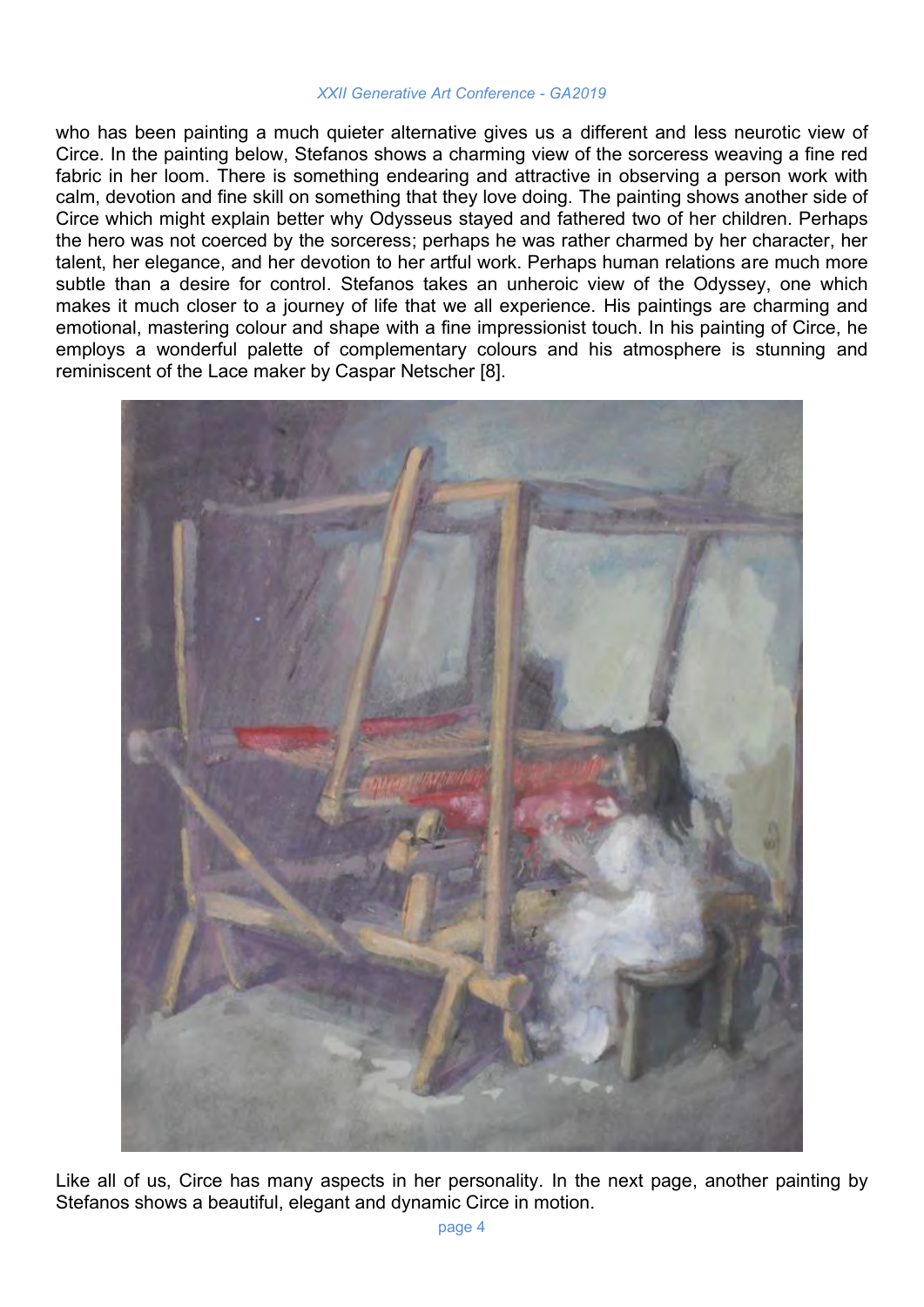who has been painting a much quieter alternative gives us a different and less neurotic view of Circe. In the painting below, Stefanos shows a charming view of the sorceress weaving a fine red fabric in her loom. There is something endearing and attractive in observing a person work with calm, devotion and fine skill on something that they love doing. The painting shows another side of Circe which might explain better why Odysseus stayed and fathered two of her children. Perhaps the hero was not coerced by the sorceress; perhaps he was rather charmed by her character, her talent, her elegance, and her devotion to her artful work. Perhaps human relations are much more subtle than a desire for control. Stefanos takes an unheroic view of the Odyssey, one which makes it much closer to a journey of life that we all experience. His paintings are charming and emotional, mastering colour and shape with a fine impressionist touch. In his painting of Circe, he employs a wonderful palette of complementary colours and his atmosphere is stunning and reminiscent of the Lace maker by Caspar Netscher [8].

Like all of us, Circe has many aspects in her personality. In the next page, another painting by Stefanos shows a beautiful, elegant and dynamic Circe in motion.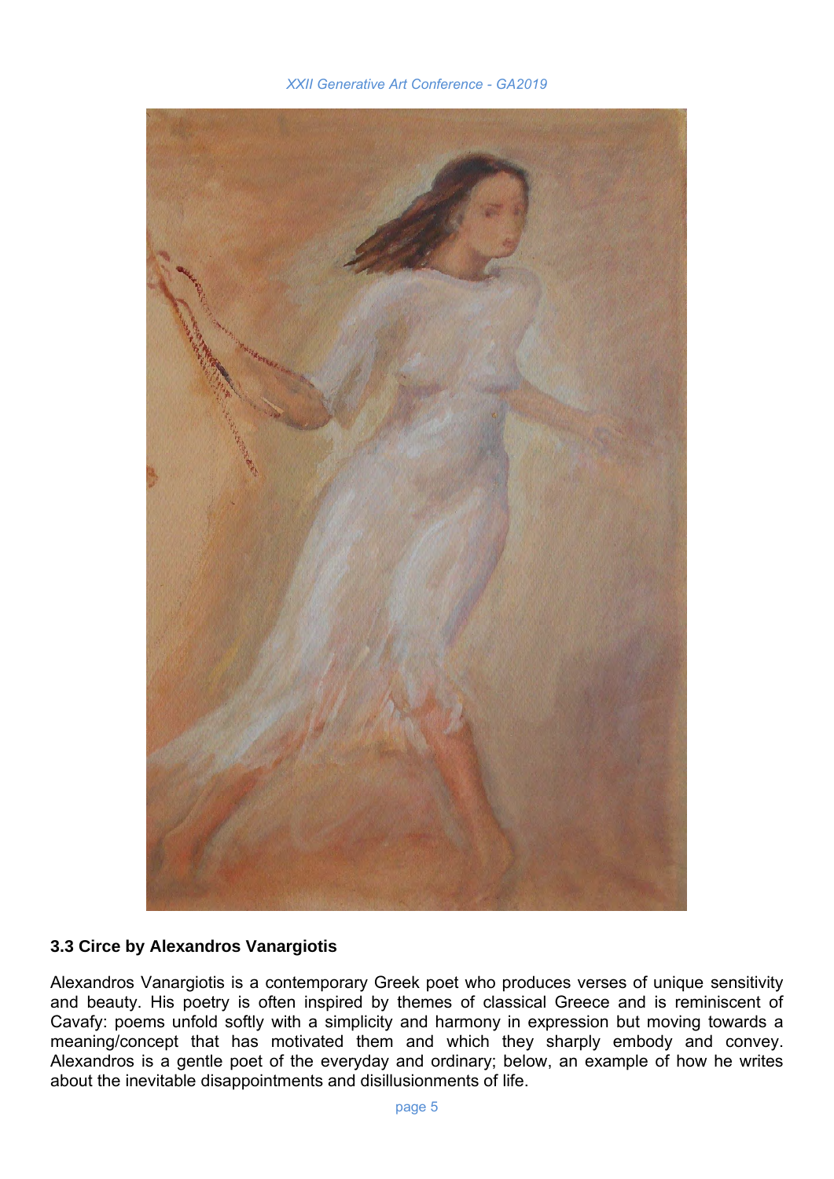### 3.3 Circe by Alexandros Vanargiotis

Alexandros Vanargiotis is a contemporary Greek poet who produces verses of unique sensitivity and beauty. His poetry is often inspired by themes of classical Greece and is reminiscent of Cavafy: poems unfold softly with a simplicity and harmony in expression but moving towards a meaning/concept that has motivated them and which they sharply embody and convey. Alexandros is a gentle poet of the everyday and ordinary; below, an example of how he writes about the inevitable disappointments and disillusionments of life.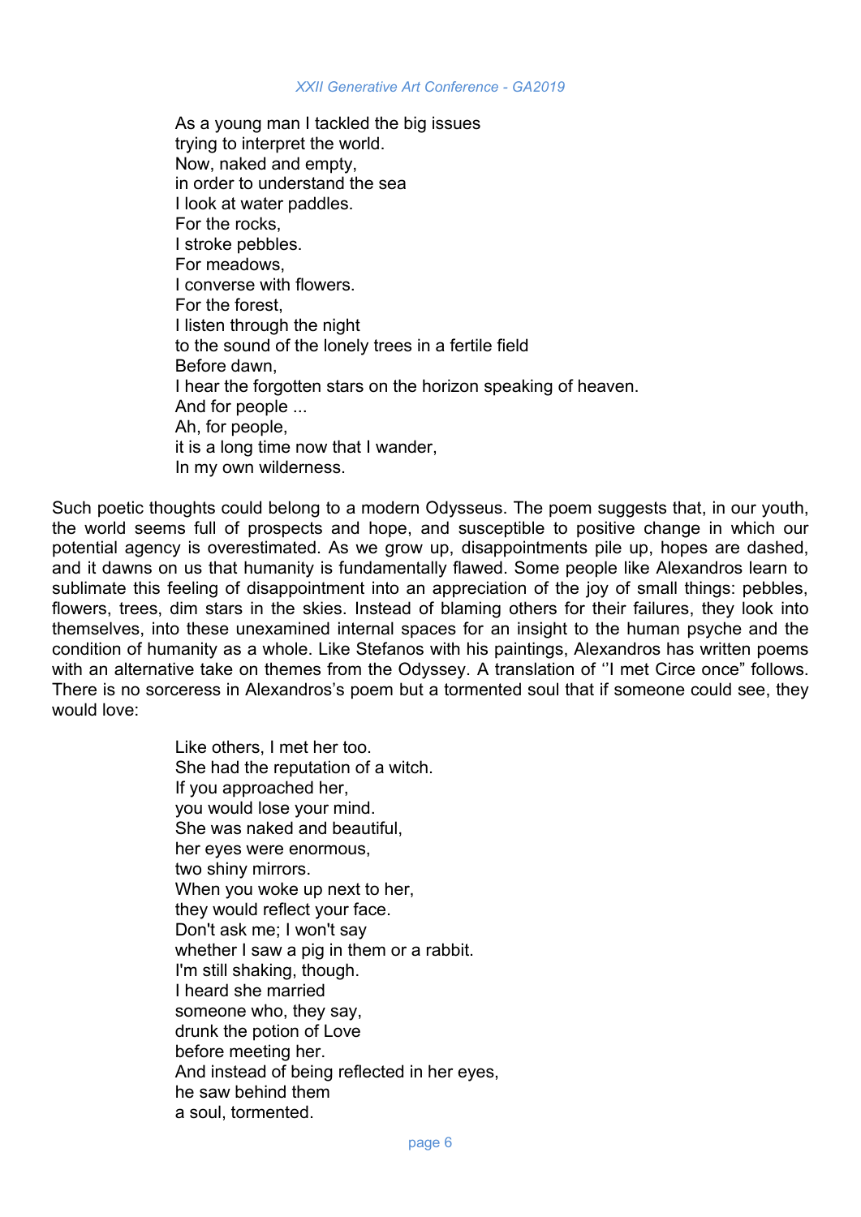As a young man I tackled the big issues  
trying to interpret the world.  
Now, naked and empty,  
in order to understand the sea  
I look at water paddles.  
For the rocks,  
I stroke pebbles.  
For meadows,  
I converse with flowers.  
For the forest,  
I listen through the night  
to the sound of the lonely trees in a fertile field  
Before dawn,  
I hear the forgotten stars on the horizon speaking of heaven.  
And for people ...  
Ah, for people,  
it is a long time now that I wander,  
In my own wilderness.

Such poetic thoughts could belong to a modern Odysseus. The poem suggests that, in our youth, the world seems full of prospects and hope, and susceptible to positive change in which our potential agency is overestimated. As we grow up, disappointments pile up, hopes are dashed, and it dawns on us that humanity is fundamentally flawed. Some people like Alexandros learn to sublimate this feeling of disappointment into an appreciation of the joy of small things: pebbles, flowers, trees, dim stars in the skies. Instead of blaming others for their failures, they look into themselves, into these unexamined internal spaces for an insight to the human psyche and the condition of humanity as a whole. Like Stefanos with his paintings, Alexandros has written poems with an alternative take on themes from the Odyssey. A translation of ''I met Circe once" follows. There is no sorceress in Alexandros's poem but a tormented soul that if someone could see, they would love:

Like others, I met her too.  
She had the reputation of a witch.  
If you approached her,  
you would lose your mind.  
She was naked and beautiful,  
her eyes were enormous,  
two shiny mirrors.  
When you woke up next to her,  
they would reflect your face.  
Don't ask me; I won't say  
whether I saw a pig in them or a rabbit.  
I'm still shaking, though.  
I heard she married  
someone who, they say,  
drunk the potion of Love  
before meeting her.  
And instead of being reflected in her eyes,  
he saw behind them  
a soul, tormented.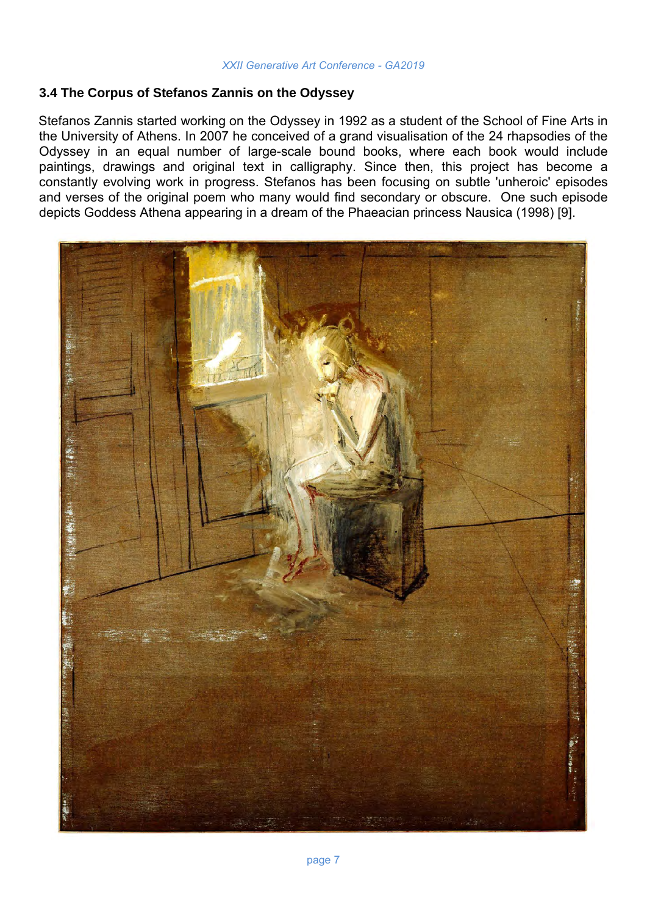### 3.4 The Corpus of Stefanos Zannis on the Odyssey

Stefanos Zannis started working on the Odyssey in 1992 as a student of the School of Fine Arts in the University of Athens. In 2007 he conceived of a grand visualisation of the 24 rhapsodies of the Odyssey in an equal number of large-scale bound books, where each book would include paintings, drawings and original text in calligraphy. Since then, this project has become a constantly evolving work in progress. Stefanos has been focusing on subtle 'unheroic' episodes and verses of the original poem who many would find secondary or obscure. One such episode depicts Goddess Athena appearing in a dream of the Phaeacian princess Nausica (1998) [9].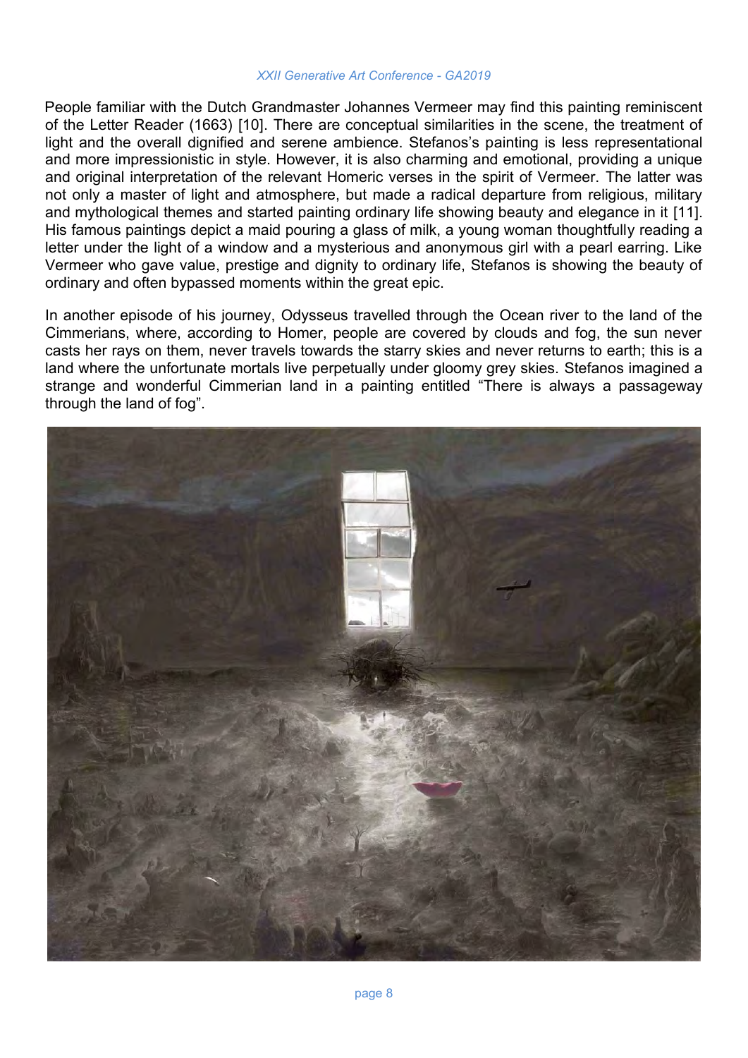People familiar with the Dutch Grandmaster Johannes Vermeer may find this painting reminiscent of the Letter Reader (1663) [10]. There are conceptual similarities in the scene, the treatment of light and the overall dignified and serene ambience. Stefanos's painting is less representational and more impressionistic in style. However, it is also charming and emotional, providing a unique and original interpretation of the relevant Homeric verses in the spirit of Vermeer. The latter was not only a master of light and atmosphere, but made a radical departure from religious, military and mythological themes and started painting ordinary life showing beauty and elegance in it [11]. His famous paintings depict a maid pouring a glass of milk, a young woman thoughtfully reading a letter under the light of a window and a mysterious and anonymous girl with a pearl earring. Like Vermeer who gave value, prestige and dignity to ordinary life, Stefanos is showing the beauty of ordinary and often bypassed moments within the great epic.

In another episode of his journey, Odysseus travelled through the Ocean river to the land of the Cimmerians, where, according to Homer, people are covered by clouds and fog, the sun never casts her rays on them, never travels towards the starry skies and never returns to earth; this is a land where the unfortunate mortals live perpetually under gloomy grey skies. Stefanos imagined a strange and wonderful Cimmerian land in a painting entitled "There is always a passageway through the land of fog".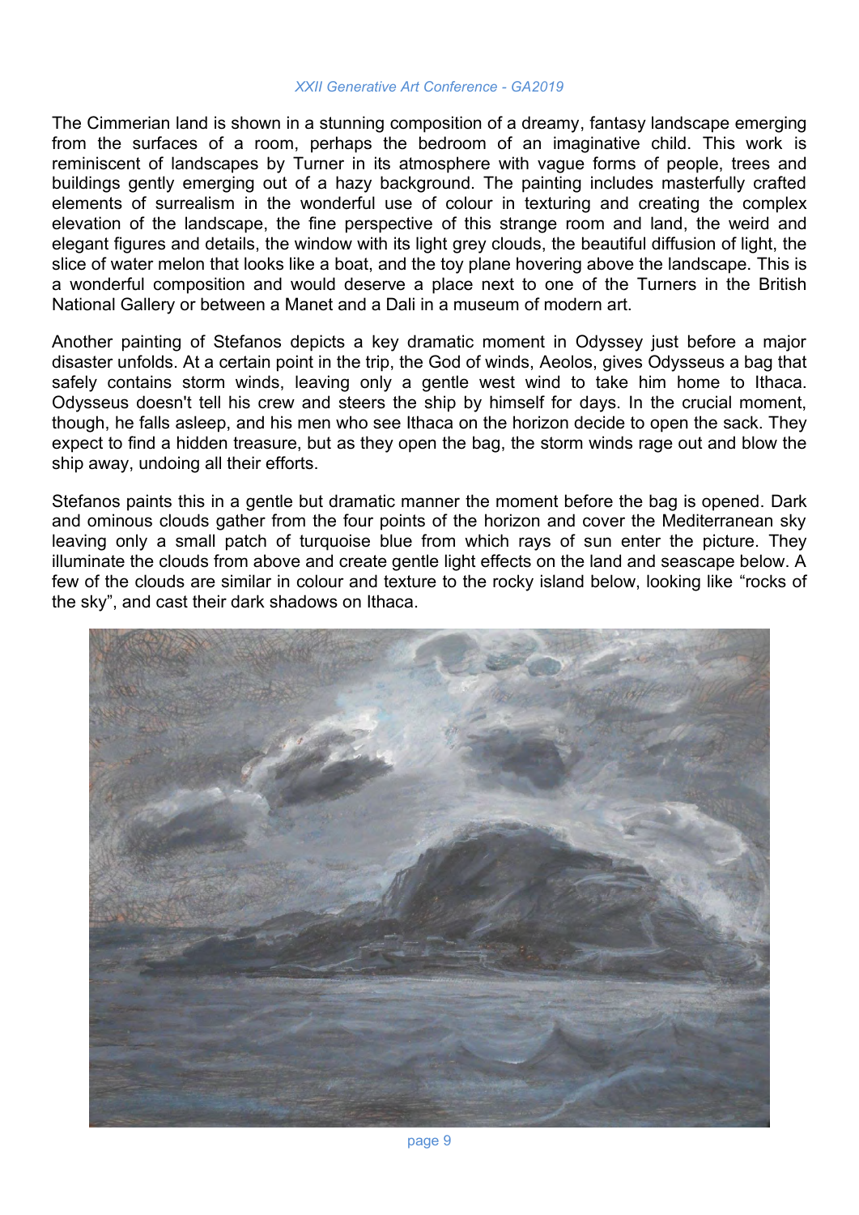The Cimmerian land is shown in a stunning composition of a dreamy, fantasy landscape emerging from the surfaces of a room, perhaps the bedroom of an imaginative child. This work is reminiscent of landscapes by Turner in its atmosphere with vague forms of people, trees and buildings gently emerging out of a hazy background. The painting includes masterfully crafted elements of surrealism in the wonderful use of colour in texturing and creating the complex elevation of the landscape, the fine perspective of this strange room and land, the weird and elegant figures and details, the window with its light grey clouds, the beautiful diffusion of light, the slice of water melon that looks like a boat, and the toy plane hovering above the landscape. This is a wonderful composition and would deserve a place next to one of the Turners in the British National Gallery or between a Manet and a Dali in a museum of modern art.

Another painting of Stefanos depicts a key dramatic moment in Odyssey just before a major disaster unfolds. At a certain point in the trip, the God of winds, Aeolos, gives Odysseus a bag that safely contains storm winds, leaving only a gentle west wind to take him home to Ithaca. Odysseus doesn't tell his crew and steers the ship by himself for days. In the crucial moment, though, he falls asleep, and his men who see Ithaca on the horizon decide to open the sack. They expect to find a hidden treasure, but as they open the bag, the storm winds rage out and blow the ship away, undoing all their efforts.

Stefanos paints this in a gentle but dramatic manner the moment before the bag is opened. Dark and ominous clouds gather from the four points of the horizon and cover the Mediterranean sky leaving only a small patch of turquoise blue from which rays of sun enter the picture. They illuminate the clouds from above and create gentle light effects on the land and seascape below. A few of the clouds are similar in colour and texture to the rocky island below, looking like "rocks of the sky", and cast their dark shadows on Ithaca.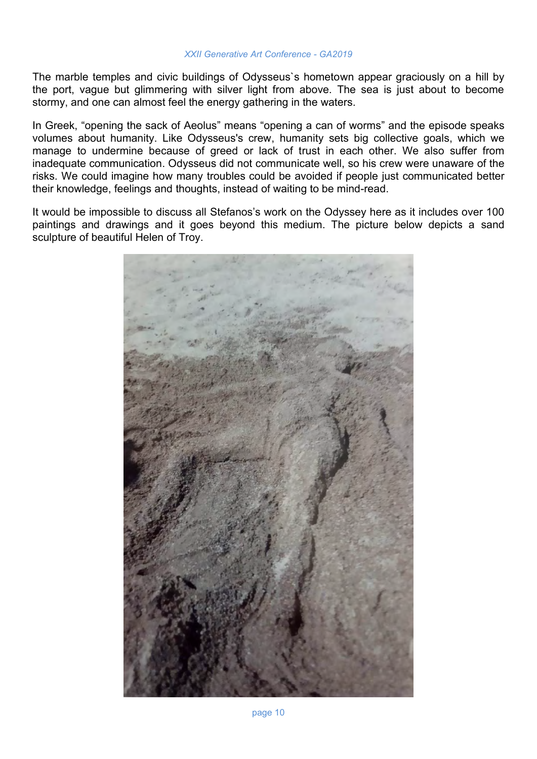The marble temples and civic buildings of Odysseus`s hometown appear graciously on a hill by the port, vague but glimmering with silver light from above. The sea is just about to become stormy, and one can almost feel the energy gathering in the waters.

In Greek, “opening the sack of Aeolus” means “opening a can of worms” and the episode speaks volumes about humanity. Like Odysseus's crew, humanity sets big collective goals, which we manage to undermine because of greed or lack of trust in each other. We also suffer from inadequate communication. Odysseus did not communicate well, so his crew were unaware of the risks. We could imagine how many troubles could be avoided if people just communicated better their knowledge, feelings and thoughts, instead of waiting to be mind-read.

It would be impossible to discuss all Stefanos’s work on the Odyssey here as it includes over 100 paintings and drawings and it goes beyond this medium. The picture below depicts a sand sculpture of beautiful Helen of Troy.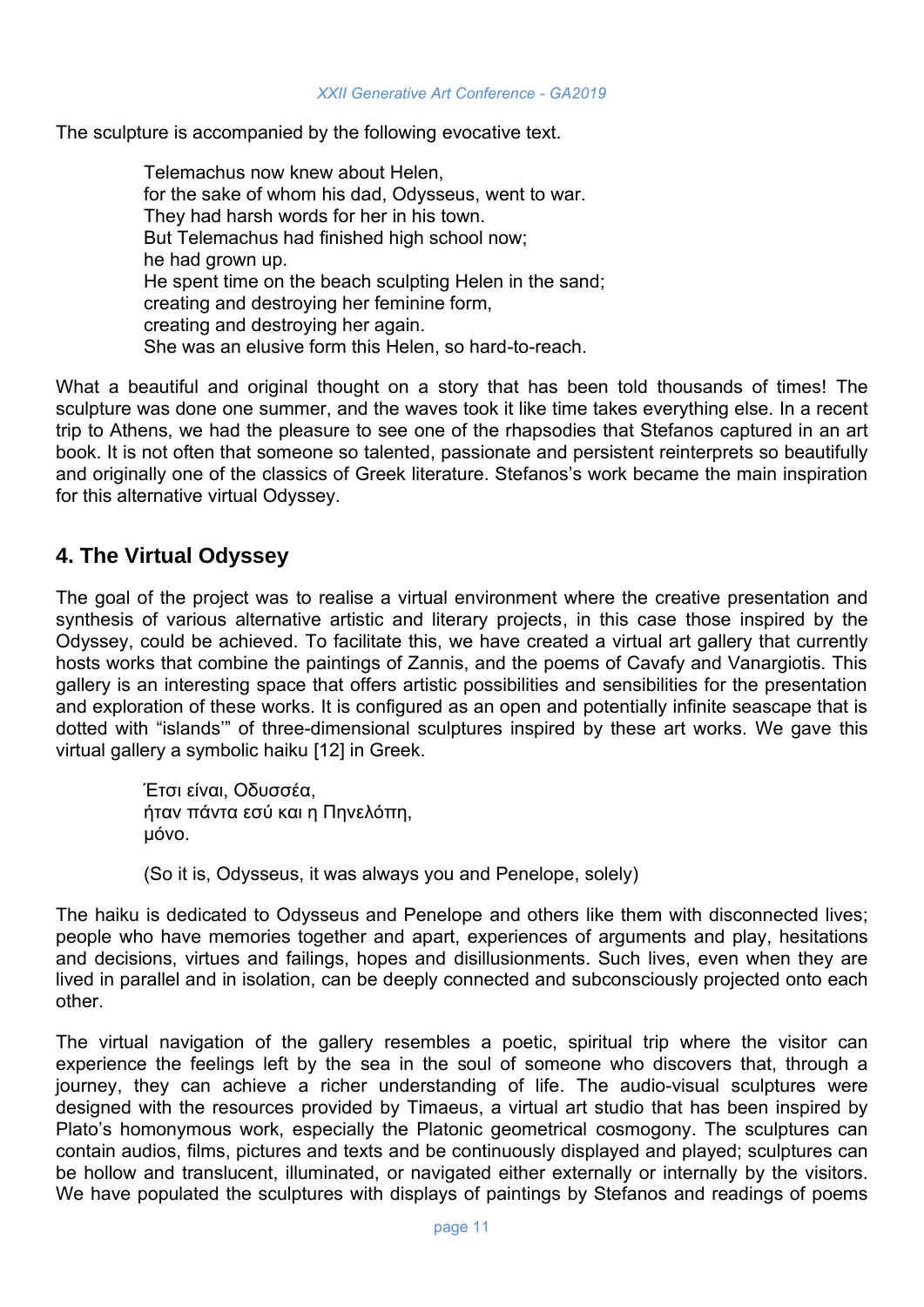The sculpture is accompanied by the following evocative text.

> Telemachus now knew about Helen,
> for the sake of whom his dad, Odysseus, went to war.
> They had harsh words for her in his town.
> But Telemachus had finished high school now;
> he had grown up.
> He spent time on the beach sculpting Helen in the sand;
> creating and destroying her feminine form,
> creating and destroying her again.
> She was an elusive form this Helen, so hard-to-reach.

What a beautiful and original thought on a story that has been told thousands of times! The sculpture was done one summer, and the waves took it like time takes everything else. In a recent trip to Athens, we had the pleasure to see one of the rhapsodies that Stefanos captured in an art book. It is not often that someone so talented, passionate and persistent reinterprets so beautifully and originally one of the classics of Greek literature. Stefanos's work became the main inspiration for this alternative virtual Odyssey.

## 4. The Virtual Odyssey

The goal of the project was to realise a virtual environment where the creative presentation and synthesis of various alternative artistic and literary projects, in this case those inspired by the Odyssey, could be achieved. To facilitate this, we have created a virtual art gallery that currently hosts works that combine the paintings of Zannis, and the poems of Cavafy and Vanargiotis. This gallery is an interesting space that offers artistic possibilities and sensibilities for the presentation and exploration of these works. It is configured as an open and potentially infinite seascape that is dotted with "islands'" of three-dimensional sculptures inspired by these art works. We gave this virtual gallery a symbolic haiku [12] in Greek.

> Έτσι είναι, Οδυσσέα,
> ήταν πάντα εσύ και η Πηνελόπη,
> μόνο.
>
> (So it is, Odysseus, it was always you and Penelope, solely)

The haiku is dedicated to Odysseus and Penelope and others like them with disconnected lives; people who have memories together and apart, experiences of arguments and play, hesitations and decisions, virtues and failings, hopes and disillusionments. Such lives, even when they are lived in parallel and in isolation, can be deeply connected and subconsciously projected onto each other.

The virtual navigation of the gallery resembles a poetic, spiritual trip where the visitor can experience the feelings left by the sea in the soul of someone who discovers that, through a journey, they can achieve a richer understanding of life. The audio-visual sculptures were designed with the resources provided by Timaeus, a virtual art studio that has been inspired by Plato's homonymous work, especially the Platonic geometrical cosmogony. The sculptures can contain audios, films, pictures and texts and be continuously displayed and played; sculptures can be hollow and translucent, illuminated, or navigated either externally or internally by the visitors. We have populated the sculptures with displays of paintings by Stefanos and readings of poems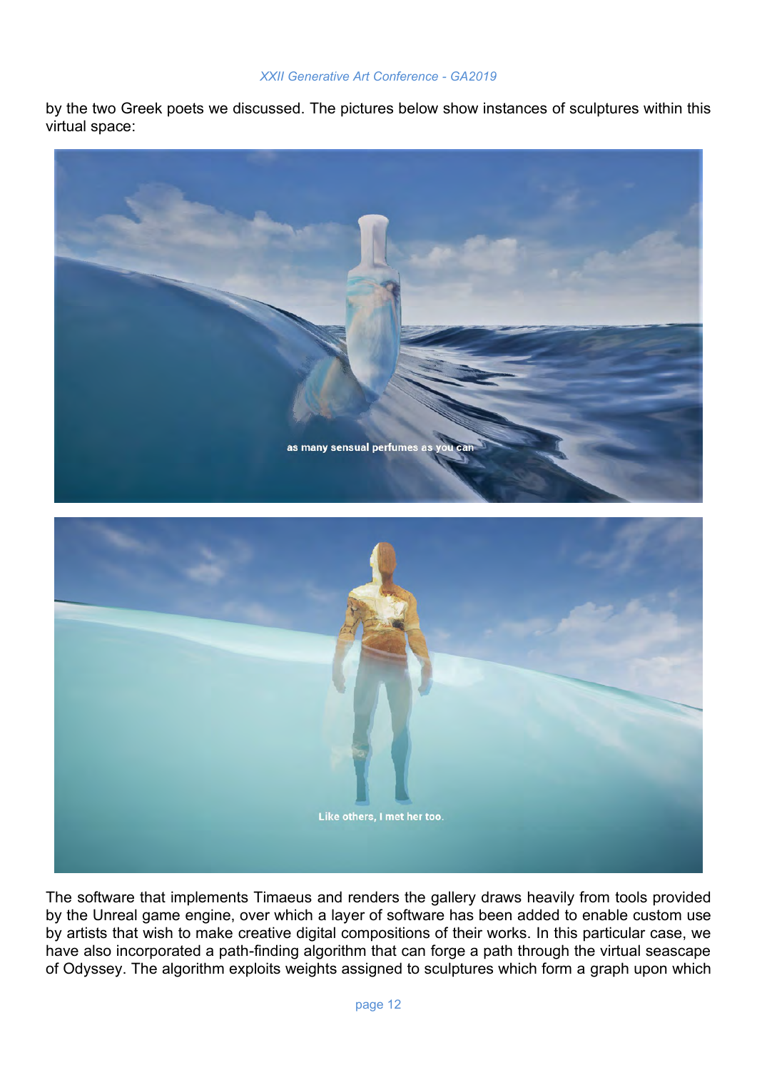by the two Greek poets we discussed. The pictures below show instances of sculptures within this virtual space:

The software that implements Timaeus and renders the gallery draws heavily from tools provided by the Unreal game engine, over which a layer of software has been added to enable custom use by artists that wish to make creative digital compositions of their works. In this particular case, we have also incorporated a path-finding algorithm that can forge a path through the virtual seascape of Odyssey. The algorithm exploits weights assigned to sculptures which form a graph upon which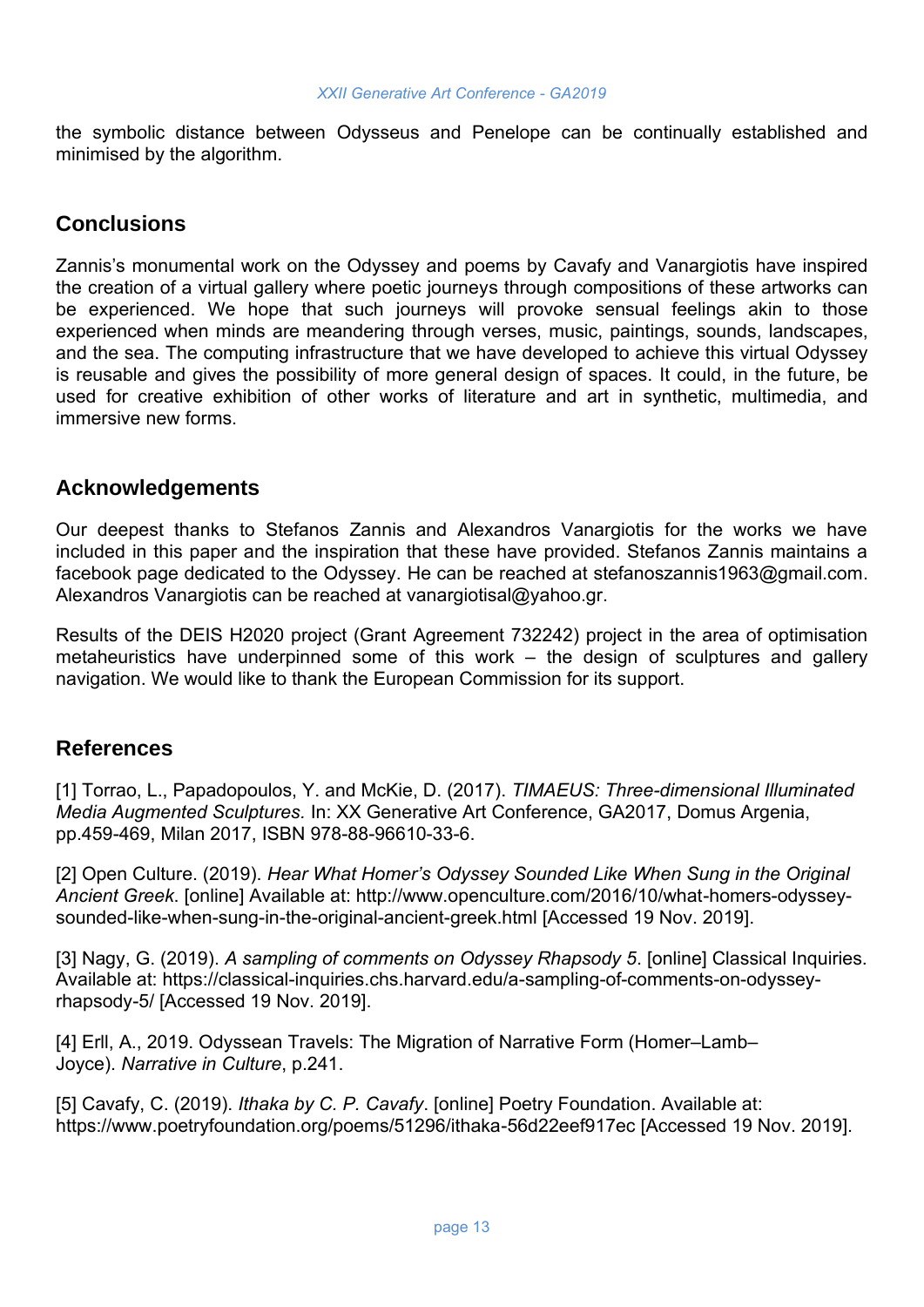the symbolic distance between Odysseus and Penelope can be continually established and minimised by the algorithm.

## Conclusions

Zannis's monumental work on the Odyssey and poems by Cavafy and Vanargiotis have inspired the creation of a virtual gallery where poetic journeys through compositions of these artworks can be experienced. We hope that such journeys will provoke sensual feelings akin to those experienced when minds are meandering through verses, music, paintings, sounds, landscapes, and the sea. The computing infrastructure that we have developed to achieve this virtual Odyssey is reusable and gives the possibility of more general design of spaces. It could, in the future, be used for creative exhibition of other works of literature and art in synthetic, multimedia, and immersive new forms.

## Acknowledgements

Our deepest thanks to Stefanos Zannis and Alexandros Vanargiotis for the works we have included in this paper and the inspiration that these have provided. Stefanos Zannis maintains a facebook page dedicated to the Odyssey. He can be reached at stefanoszannis1963@gmail.com. Alexandros Vanargiotis can be reached at vanargiotisal@yahoo.gr.

Results of the DEIS H2020 project (Grant Agreement 732242) project in the area of optimisation metaheuristics have underpinned some of this work – the design of sculptures and gallery navigation. We would like to thank the European Commission for its support.

## References

[1] Torrao, L., Papadopoulos, Y. and McKie, D. (2017). *TIMAEUS: Three-dimensional Illuminated Media Augmented Sculptures.* In: XX Generative Art Conference, GA2017, Domus Argenia, pp.459-469, Milan 2017, ISBN 978-88-96610-33-6.

[2] Open Culture. (2019). *Hear What Homer's Odyssey Sounded Like When Sung in the Original Ancient Greek*. [online] Available at: http://www.openculture.com/2016/10/what-homers-odyssey-sounded-like-when-sung-in-the-original-ancient-greek.html [Accessed 19 Nov. 2019].

[3] Nagy, G. (2019). *A sampling of comments on Odyssey Rhapsody 5*. [online] Classical Inquiries. Available at: https://classical-inquiries.chs.harvard.edu/a-sampling-of-comments-on-odyssey-rhapsody-5/ [Accessed 19 Nov. 2019].

[4] Erll, A., 2019. Odyssean Travels: The Migration of Narrative Form (Homer–Lamb–Joyce). *Narrative in Culture*, p.241.

[5] Cavafy, C. (2019). *Ithaka by C. P. Cavafy*. [online] Poetry Foundation. Available at: https://www.poetryfoundation.org/poems/51296/ithaka-56d22eef917ec [Accessed 19 Nov. 2019].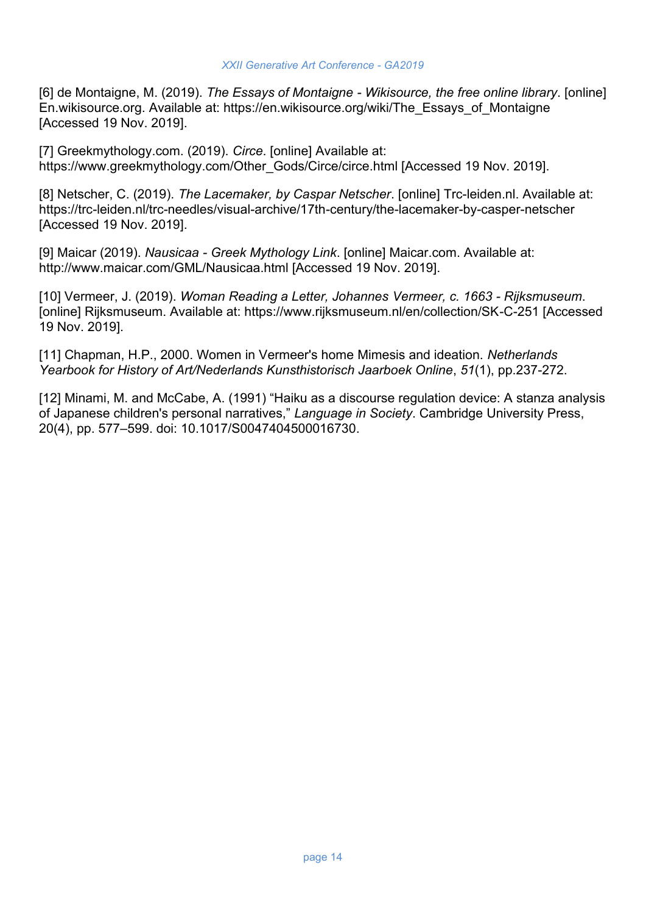[6] de Montaigne, M. (2019). *The Essays of Montaigne - Wikisource, the free online library*. [online] En.wikisource.org. Available at: https://en.wikisource.org/wiki/The_Essays_of_Montaigne [Accessed 19 Nov. 2019].

[7] Greekmythology.com. (2019). *Circe*. [online] Available at: https://www.greekmythology.com/Other_Gods/Circe/circe.html [Accessed 19 Nov. 2019].

[8] Netscher, C. (2019). *The Lacemaker, by Caspar Netscher*. [online] Trc-leiden.nl. Available at: https://trc-leiden.nl/trc-needles/visual-archive/17th-century/the-lacemaker-by-casper-netscher [Accessed 19 Nov. 2019].

[9] Maicar (2019). *Nausicaa - Greek Mythology Link*. [online] Maicar.com. Available at: http://www.maicar.com/GML/Nausicaa.html [Accessed 19 Nov. 2019].

[10] Vermeer, J. (2019). *Woman Reading a Letter, Johannes Vermeer, c. 1663 - Rijksmuseum*. [online] Rijksmuseum. Available at: https://www.rijksmuseum.nl/en/collection/SK-C-251 [Accessed 19 Nov. 2019].

[11] Chapman, H.P., 2000. Women in Vermeer's home Mimesis and ideation. *Netherlands Yearbook for History of Art/Nederlands Kunsthistorisch Jaarboek Online*, *51*(1), pp.237-272.

[12] Minami, M. and McCabe, A. (1991) "Haiku as a discourse regulation device: A stanza analysis of Japanese children's personal narratives," *Language in Society*. Cambridge University Press, 20(4), pp. 577–599. doi: 10.1017/S0047404500016730.